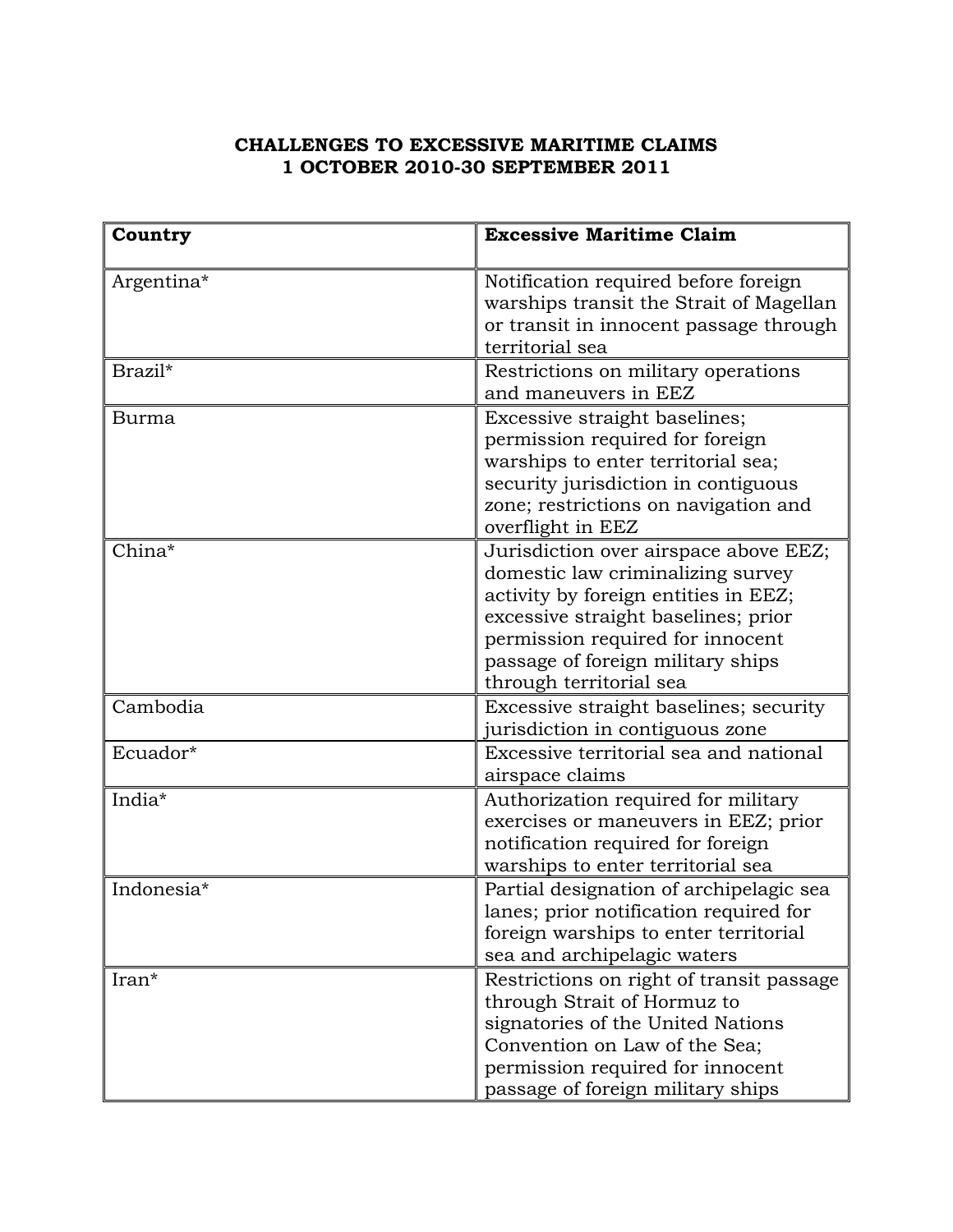# CHALLENGES TO EXCESSIVE MARITIME CLAIMS
# 1 OCTOBER 2010-30 SEPTEMBER 2011

| Country | Excessive Maritime Claim |
|---|---|
| Argentina* | Notification required before foreign warships transit the Strait of Magellan or transit in innocent passage through territorial sea |
| Brazil* | Restrictions on military operations and maneuvers in EEZ |
| Burma | Excessive straight baselines; permission required for foreign warships to enter territorial sea; security jurisdiction in contiguous zone; restrictions on navigation and overflight in EEZ |
| China* | Jurisdiction over airspace above EEZ; domestic law criminalizing survey activity by foreign entities in EEZ; excessive straight baselines; prior permission required for innocent passage of foreign military ships through territorial sea |
| Cambodia | Excessive straight baselines; security jurisdiction in contiguous zone |
| Ecuador* | Excessive territorial sea and national airspace claims |
| India* | Authorization required for military exercises or maneuvers in EEZ; prior notification required for foreign warships to enter territorial sea |
| Indonesia* | Partial designation of archipelagic sea lanes; prior notification required for foreign warships to enter territorial sea and archipelagic waters |
| Iran* | Restrictions on right of transit passage through Strait of Hormuz to signatories of the United Nations Convention on Law of the Sea; permission required for innocent passage of foreign military ships |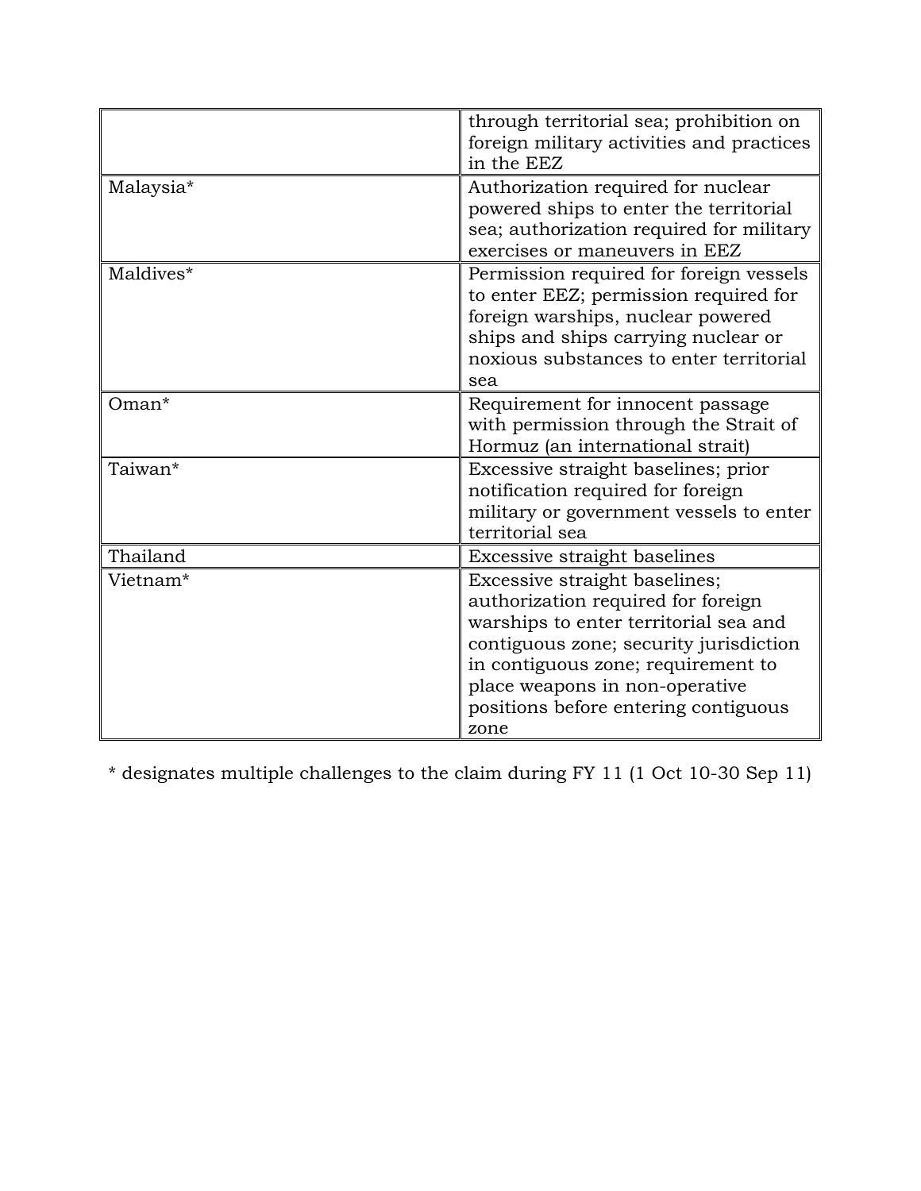| | |
|---|---|
| | through territorial sea; prohibition on foreign military activities and practices in the EEZ |
| Malaysia* | Authorization required for nuclear powered ships to enter the territorial sea; authorization required for military exercises or maneuvers in EEZ |
| Maldives* | Permission required for foreign vessels to enter EEZ; permission required for foreign warships, nuclear powered ships and ships carrying nuclear or noxious substances to enter territorial sea |
| Oman* | Requirement for innocent passage with permission through the Strait of Hormuz (an international strait) |
| Taiwan* | Excessive straight baselines; prior notification required for foreign military or government vessels to enter territorial sea |
| Thailand | Excessive straight baselines |
| Vietnam* | Excessive straight baselines; authorization required for foreign warships to enter territorial sea and contiguous zone; security jurisdiction in contiguous zone; requirement to place weapons in non-operative positions before entering contiguous zone |

* designates multiple challenges to the claim during FY 11 (1 Oct 10-30 Sep 11)